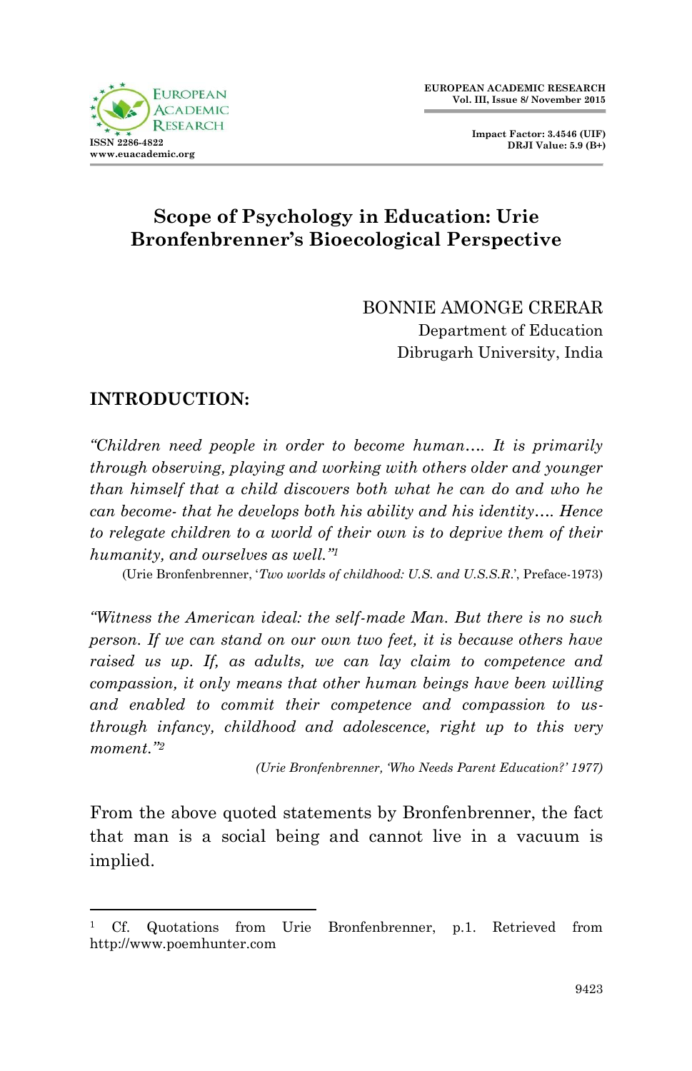# Scope of Psychology in Education: Urie Bronfenbrenner's Bioecological Perspective

BONNIE AMONGE CRERAR
Department of Education
Dibrugarh University, India

## INTRODUCTION:

*"Children need people in order to become human…. It is primarily through observing, playing and working with others older and younger than himself that a child discovers both what he can do and who he can become- that he develops both his ability and his identity…. Hence to relegate children to a world of their own is to deprive them of their humanity, and ourselves as well."*[1]

(Urie Bronfenbrenner, '*Two worlds of childhood: U.S. and U.S.S.R.*', Preface-1973)

*"Witness the American ideal: the self-made Man. But there is no such person. If we can stand on our own two feet, it is because others have raised us up. If, as adults, we can lay claim to competence and compassion, it only means that other human beings have been willing and enabled to commit their competence and compassion to us- through infancy, childhood and adolescence, right up to this very moment."*[2]

*(Urie Bronfenbrenner, 'Who Needs Parent Education?' 1977)*

From the above quoted statements by Bronfenbrenner, the fact that man is a social being and cannot live in a vacuum is implied.

---

[1] Cf. Quotations from Urie Bronfenbrenner, p.1. Retrieved from http://www.poemhunter.com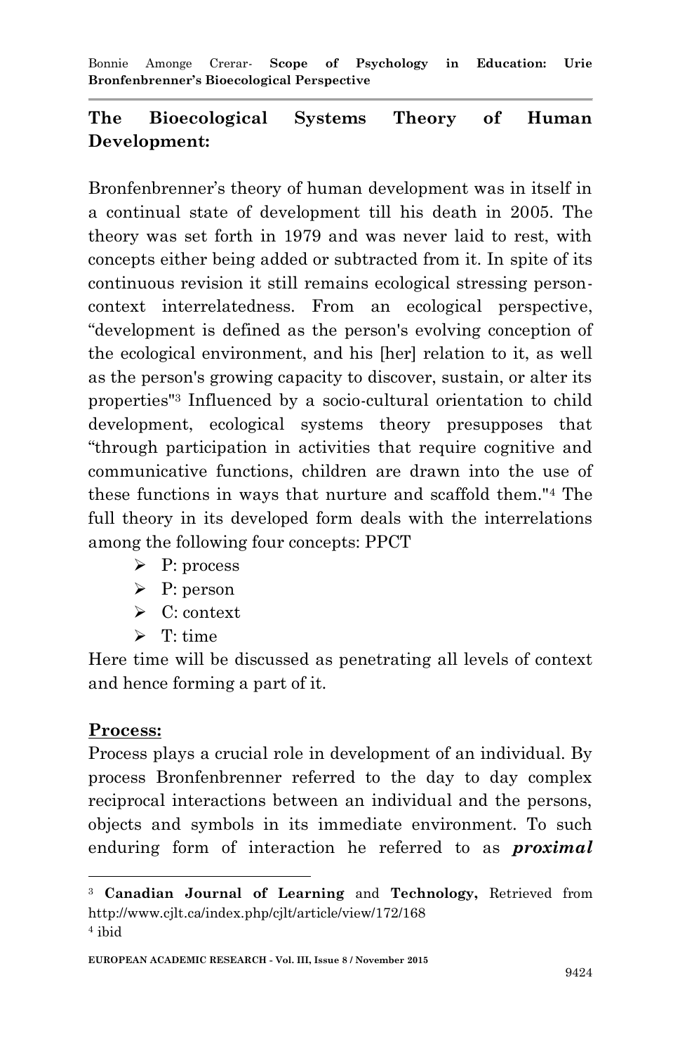## The Bioecological Systems Theory of Human Development:

Bronfenbrenner's theory of human development was in itself in a continual state of development till his death in 2005. The theory was set forth in 1979 and was never laid to rest, with concepts either being added or subtracted from it. In spite of its continuous revision it still remains ecological stressing person-context interrelatedness. From an ecological perspective, "development is defined as the person's evolving conception of the ecological environment, and his [her] relation to it, as well as the person's growing capacity to discover, sustain, or alter its properties"[3] Influenced by a socio-cultural orientation to child development, ecological systems theory presupposes that "through participation in activities that require cognitive and communicative functions, children are drawn into the use of these functions in ways that nurture and scaffold them."[4] The full theory in its developed form deals with the interrelations among the following four concepts: PPCT

- P: process
- P: person
- C: context
- T: time

Here time will be discussed as penetrating all levels of context and hence forming a part of it.

**Process:**

Process plays a crucial role in development of an individual. By process Bronfenbrenner referred to the day to day complex reciprocal interactions between an individual and the persons, objects and symbols in its immediate environment. To such enduring form of interaction he referred to as ***proximal***

---

[3] **Canadian Journal of Learning** and **Technology,** Retrieved from http://www.cjlt.ca/index.php/cjlt/article/view/172/168

[4] ibid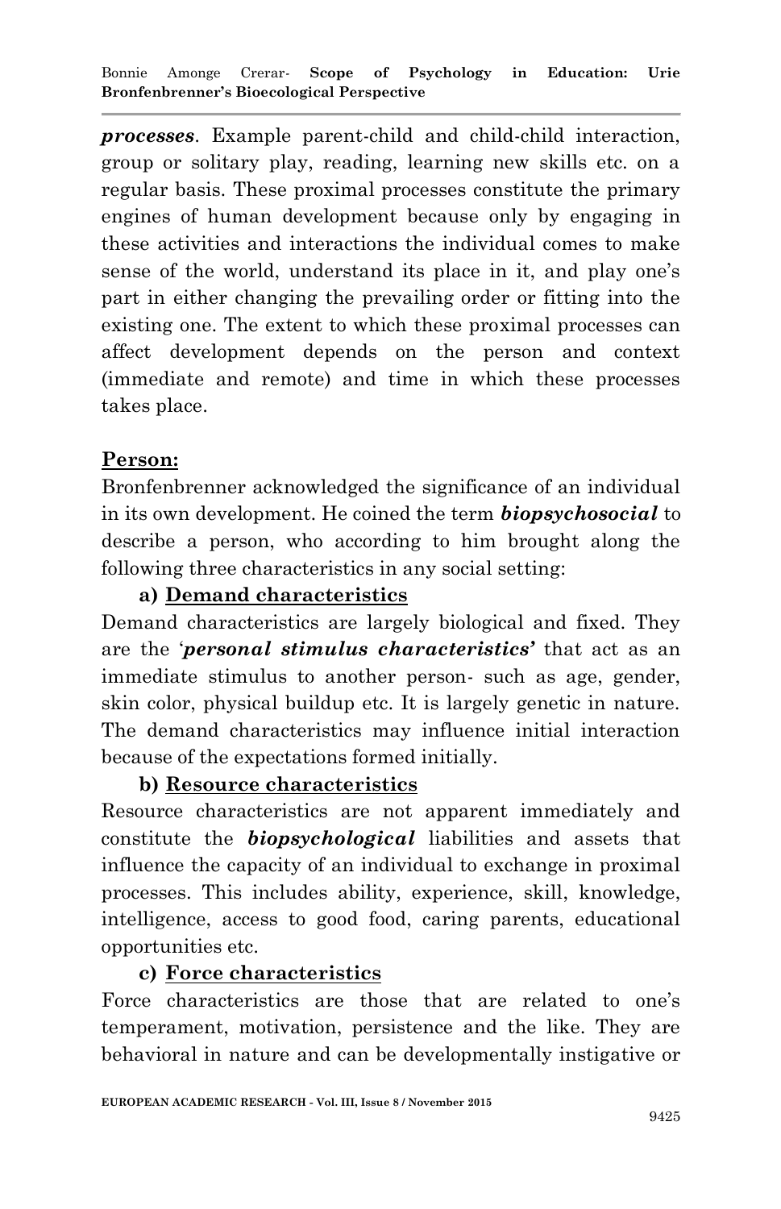***processes***. Example parent-child and child-child interaction, group or solitary play, reading, learning new skills etc. on a regular basis. These proximal processes constitute the primary engines of human development because only by engaging in these activities and interactions the individual comes to make sense of the world, understand its place in it, and play one's part in either changing the prevailing order or fitting into the existing one. The extent to which these proximal processes can affect development depends on the person and context (immediate and remote) and time in which these processes takes place.

**Person:**

Bronfenbrenner acknowledged the significance of an individual in its own development. He coined the term ***biopsychosocial*** to describe a person, who according to him brought along the following three characteristics in any social setting:

**a) Demand characteristics**

Demand characteristics are largely biological and fixed. They are the '***personal stimulus characteristics'*** that act as an immediate stimulus to another person- such as age, gender, skin color, physical buildup etc. It is largely genetic in nature. The demand characteristics may influence initial interaction because of the expectations formed initially.

**b) Resource characteristics**

Resource characteristics are not apparent immediately and constitute the ***biopsychological*** liabilities and assets that influence the capacity of an individual to exchange in proximal processes. This includes ability, experience, skill, knowledge, intelligence, access to good food, caring parents, educational opportunities etc.

**c) Force characteristics**

Force characteristics are those that are related to one's temperament, motivation, persistence and the like. They are behavioral in nature and can be developmentally instigative or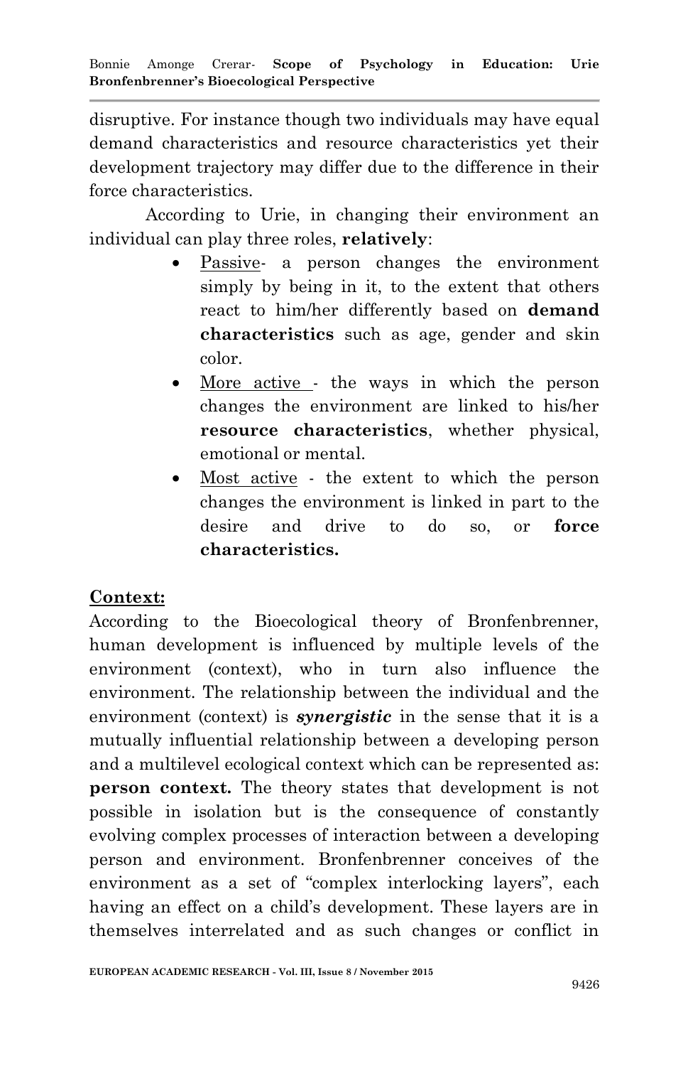disruptive. For instance though two individuals may have equal demand characteristics and resource characteristics yet their development trajectory may differ due to the difference in their force characteristics.

According to Urie, in changing their environment an individual can play three roles, **relatively**:

- Passive- a person changes the environment simply by being in it, to the extent that others react to him/her differently based on **demand characteristics** such as age, gender and skin color.
- More active - the ways in which the person changes the environment are linked to his/her **resource characteristics**, whether physical, emotional or mental.
- Most active - the extent to which the person changes the environment is linked in part to the desire and drive to do so, or **force characteristics.**

**Context:**

According to the Bioecological theory of Bronfenbrenner, human development is influenced by multiple levels of the environment (context), who in turn also influence the environment. The relationship between the individual and the environment (context) is ***synergistic*** in the sense that it is a mutually influential relationship between a developing person and a multilevel ecological context which can be represented as: **person context.** The theory states that development is not possible in isolation but is the consequence of constantly evolving complex processes of interaction between a developing person and environment. Bronfenbrenner conceives of the environment as a set of "complex interlocking layers", each having an effect on a child's development. These layers are in themselves interrelated and as such changes or conflict in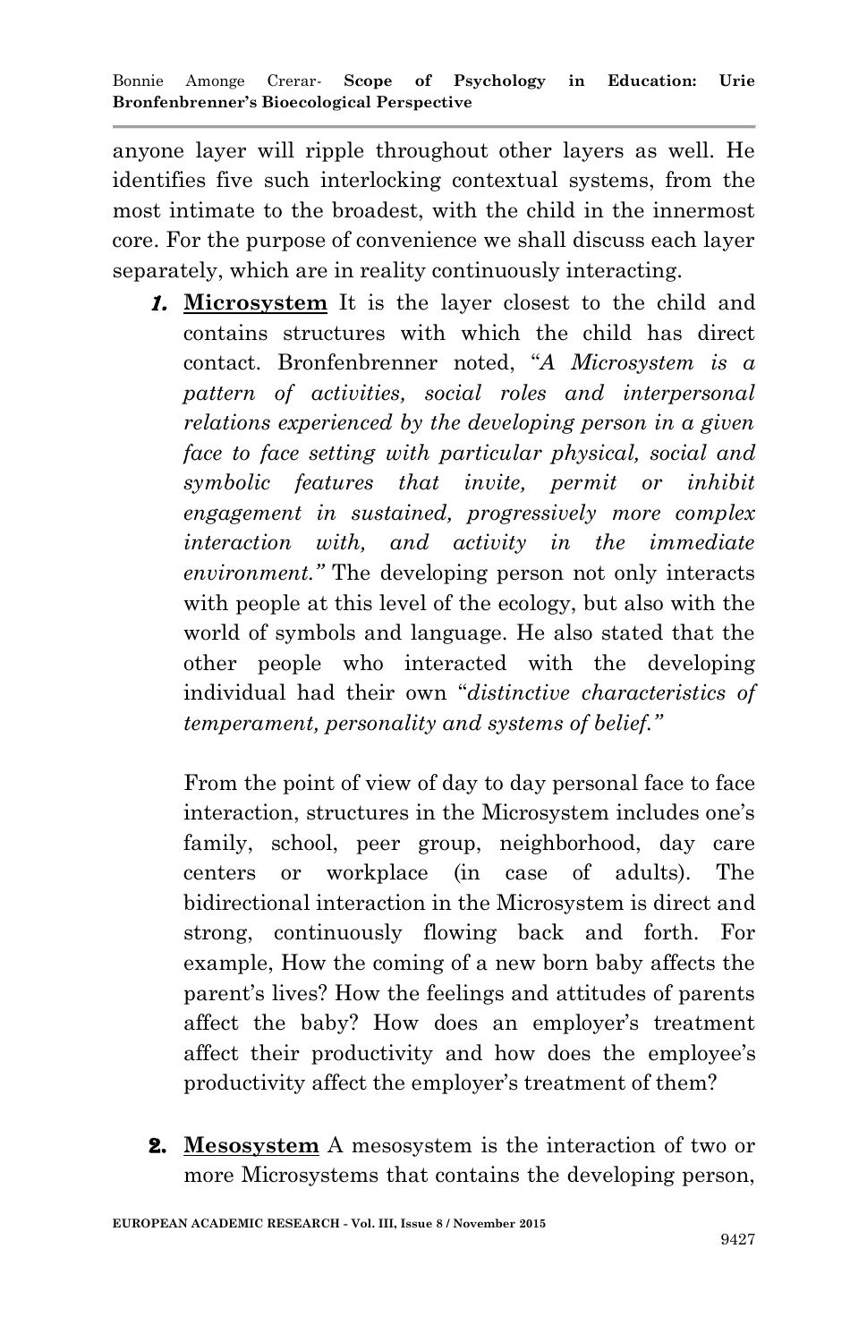anyone layer will ripple throughout other layers as well. He identifies five such interlocking contextual systems, from the most intimate to the broadest, with the child in the innermost core. For the purpose of convenience we shall discuss each layer separately, which are in reality continuously interacting.

1. **Microsystem** It is the layer closest to the child and contains structures with which the child has direct contact. Bronfenbrenner noted, "*A Microsystem is a pattern of activities, social roles and interpersonal relations experienced by the developing person in a given face to face setting with particular physical, social and symbolic features that invite, permit or inhibit engagement in sustained, progressively more complex interaction with, and activity in the immediate environment.*" The developing person not only interacts with people at this level of the ecology, but also with the world of symbols and language. He also stated that the other people who interacted with the developing individual had their own "*distinctive characteristics of temperament, personality and systems of belief.*"

   From the point of view of day to day personal face to face interaction, structures in the Microsystem includes one's family, school, peer group, neighborhood, day care centers or workplace (in case of adults). The bidirectional interaction in the Microsystem is direct and strong, continuously flowing back and forth. For example, How the coming of a new born baby affects the parent's lives? How the feelings and attitudes of parents affect the baby? How does an employer's treatment affect their productivity and how does the employee's productivity affect the employer's treatment of them?

2. **Mesosystem** A mesosystem is the interaction of two or more Microsystems that contains the developing person,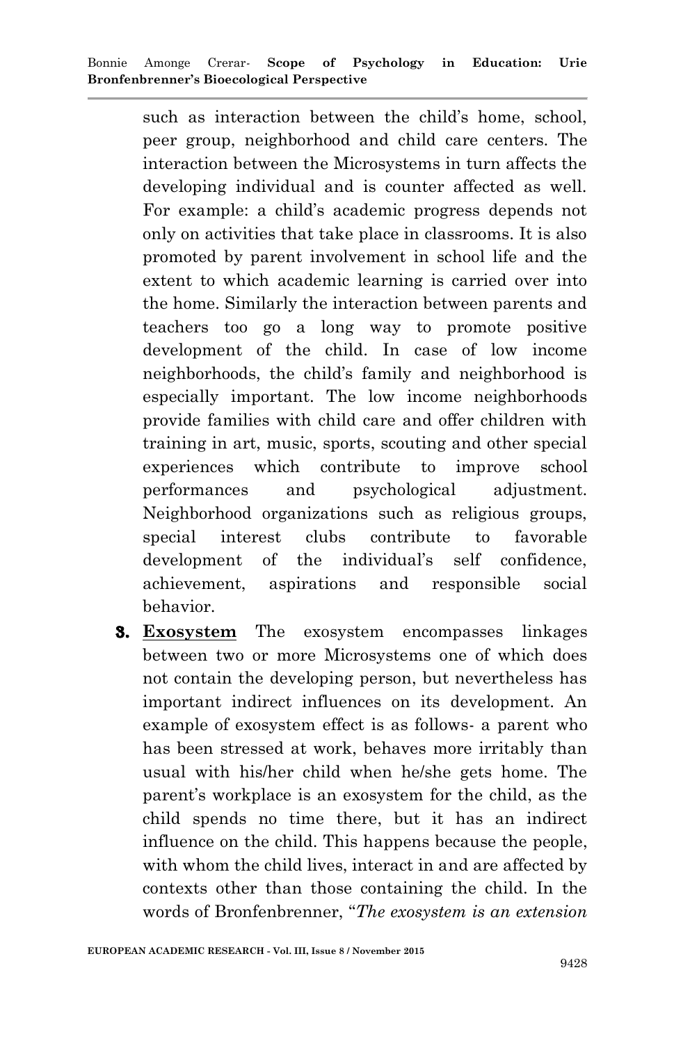such as interaction between the child's home, school, peer group, neighborhood and child care centers. The interaction between the Microsystems in turn affects the developing individual and is counter affected as well. For example: a child's academic progress depends not only on activities that take place in classrooms. It is also promoted by parent involvement in school life and the extent to which academic learning is carried over into the home. Similarly the interaction between parents and teachers too go a long way to promote positive development of the child. In case of low income neighborhoods, the child's family and neighborhood is especially important. The low income neighborhoods provide families with child care and offer children with training in art, music, sports, scouting and other special experiences which contribute to improve school performances and psychological adjustment. Neighborhood organizations such as religious groups, special interest clubs contribute to favorable development of the individual's self confidence, achievement, aspirations and responsible social behavior.

3. **Exosystem** The exosystem encompasses linkages between two or more Microsystems one of which does not contain the developing person, but nevertheless has important indirect influences on its development. An example of exosystem effect is as follows- a parent who has been stressed at work, behaves more irritably than usual with his/her child when he/she gets home. The parent's workplace is an exosystem for the child, as the child spends no time there, but it has an indirect influence on the child. This happens because the people, with whom the child lives, interact in and are affected by contexts other than those containing the child. In the words of Bronfenbrenner, "*The exosystem is an extension*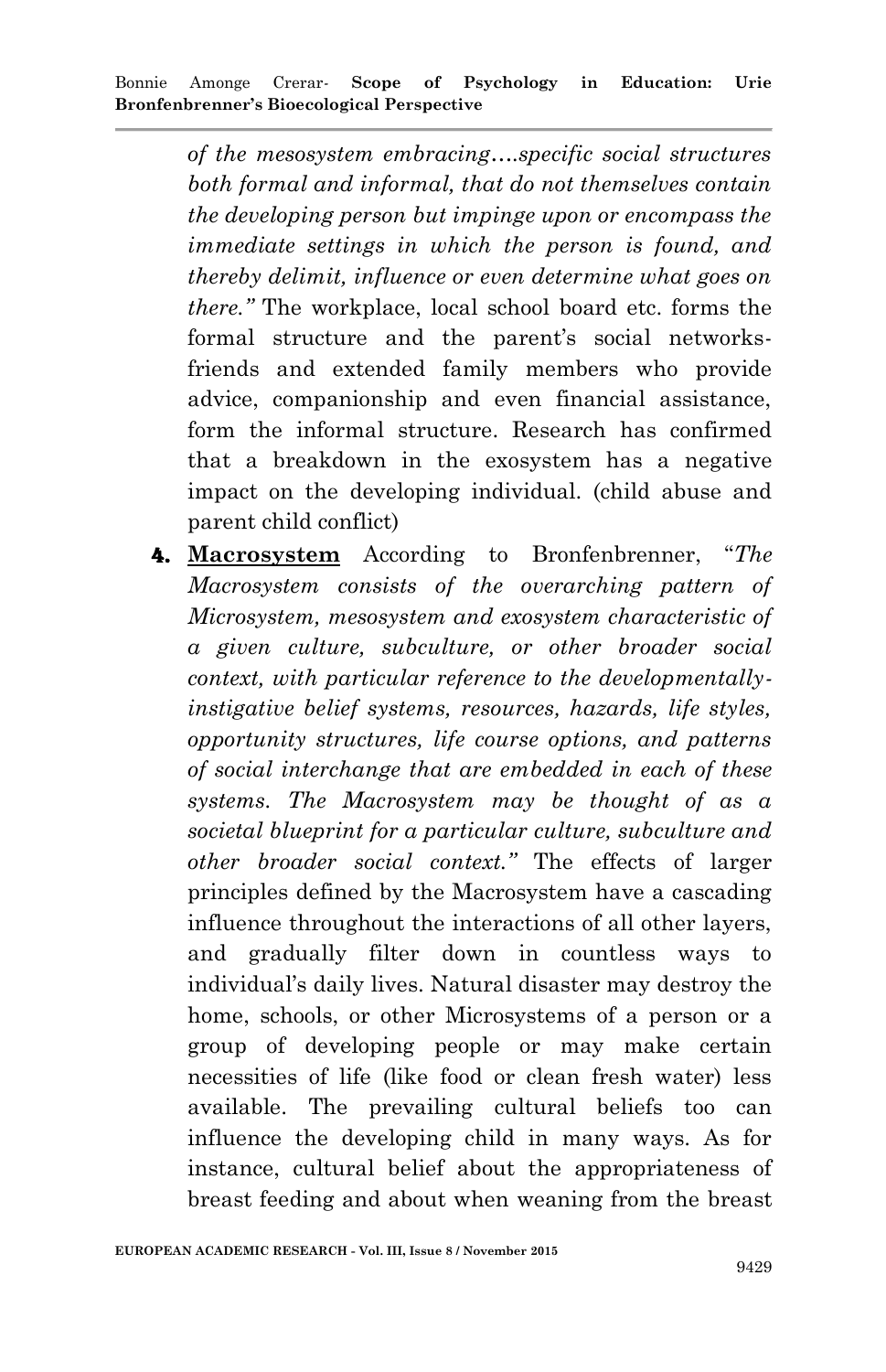*of the mesosystem embracing….specific social structures both formal and informal, that do not themselves contain the developing person but impinge upon or encompass the immediate settings in which the person is found, and thereby delimit, influence or even determine what goes on there."* The workplace, local school board etc. forms the formal structure and the parent's social networks- friends and extended family members who provide advice, companionship and even financial assistance, form the informal structure. Research has confirmed that a breakdown in the exosystem has a negative impact on the developing individual. (child abuse and parent child conflict)

4. **Macrosystem** According to Bronfenbrenner, "*The Macrosystem consists of the overarching pattern of Microsystem, mesosystem and exosystem characteristic of a given culture, subculture, or other broader social context, with particular reference to the developmentally-instigative belief systems, resources, hazards, life styles, opportunity structures, life course options, and patterns of social interchange that are embedded in each of these systems. The Macrosystem may be thought of as a societal blueprint for a particular culture, subculture and other broader social context."* The effects of larger principles defined by the Macrosystem have a cascading influence throughout the interactions of all other layers, and gradually filter down in countless ways to individual's daily lives. Natural disaster may destroy the home, schools, or other Microsystems of a person or a group of developing people or may make certain necessities of life (like food or clean fresh water) less available. The prevailing cultural beliefs too can influence the developing child in many ways. As for instance, cultural belief about the appropriateness of breast feeding and about when weaning from the breast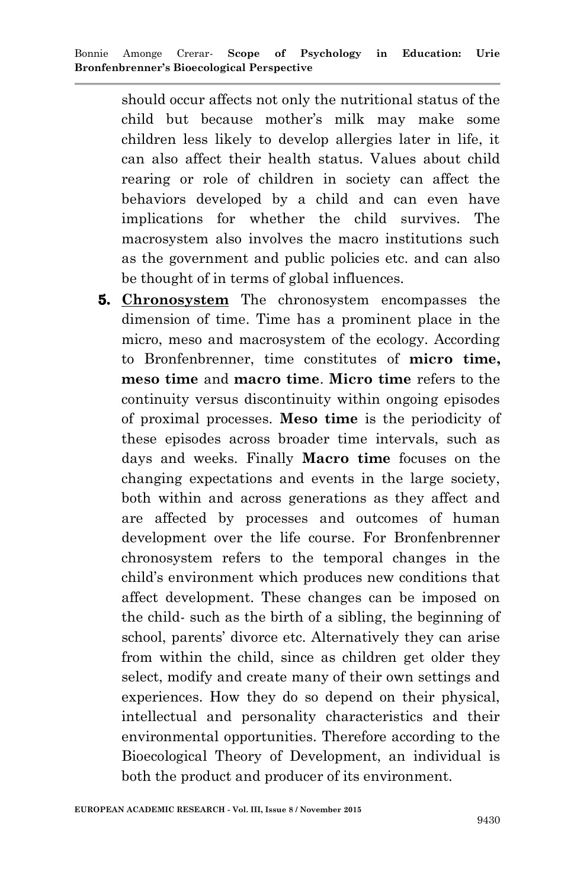should occur affects not only the nutritional status of the child but because mother's milk may make some children less likely to develop allergies later in life, it can also affect their health status. Values about child rearing or role of children in society can affect the behaviors developed by a child and can even have implications for whether the child survives. The macrosystem also involves the macro institutions such as the government and public policies etc. and can also be thought of in terms of global influences.

5. **Chronosystem** The chronosystem encompasses the dimension of time. Time has a prominent place in the micro, meso and macrosystem of the ecology. According to Bronfenbrenner, time constitutes of **micro time, meso time** and **macro time**. **Micro time** refers to the continuity versus discontinuity within ongoing episodes of proximal processes. **Meso time** is the periodicity of these episodes across broader time intervals, such as days and weeks. Finally **Macro time** focuses on the changing expectations and events in the large society, both within and across generations as they affect and are affected by processes and outcomes of human development over the life course. For Bronfenbrenner chronosystem refers to the temporal changes in the child's environment which produces new conditions that affect development. These changes can be imposed on the child- such as the birth of a sibling, the beginning of school, parents' divorce etc. Alternatively they can arise from within the child, since as children get older they select, modify and create many of their own settings and experiences. How they do so depend on their physical, intellectual and personality characteristics and their environmental opportunities. Therefore according to the Bioecological Theory of Development, an individual is both the product and producer of its environment.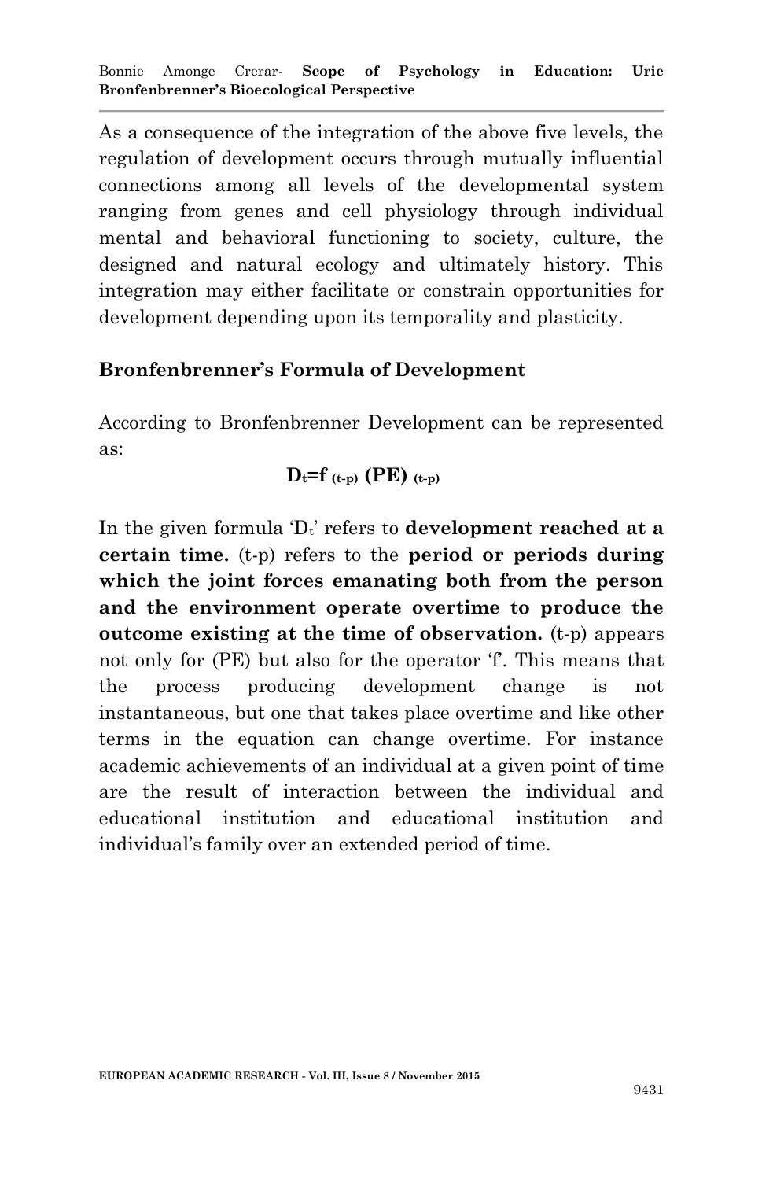As a consequence of the integration of the above five levels, the regulation of development occurs through mutually influential connections among all levels of the developmental system ranging from genes and cell physiology through individual mental and behavioral functioning to society, culture, the designed and natural ecology and ultimately history. This integration may either facilitate or constrain opportunities for development depending upon its temporality and plasticity.

## Bronfenbrenner's Formula of Development

According to Bronfenbrenner Development can be represented as:

$$D_t = f_{(t-p)} (PE)_{(t-p)}$$

In the given formula '$D_t$' refers to **development reached at a certain time.** (t-p) refers to the **period or periods during which the joint forces emanating both from the person and the environment operate overtime to produce the outcome existing at the time of observation.** (t-p) appears not only for (PE) but also for the operator 'f'. This means that the process producing development change is not instantaneous, but one that takes place overtime and like other terms in the equation can change overtime. For instance academic achievements of an individual at a given point of time are the result of interaction between the individual and educational institution and educational institution and individual's family over an extended period of time.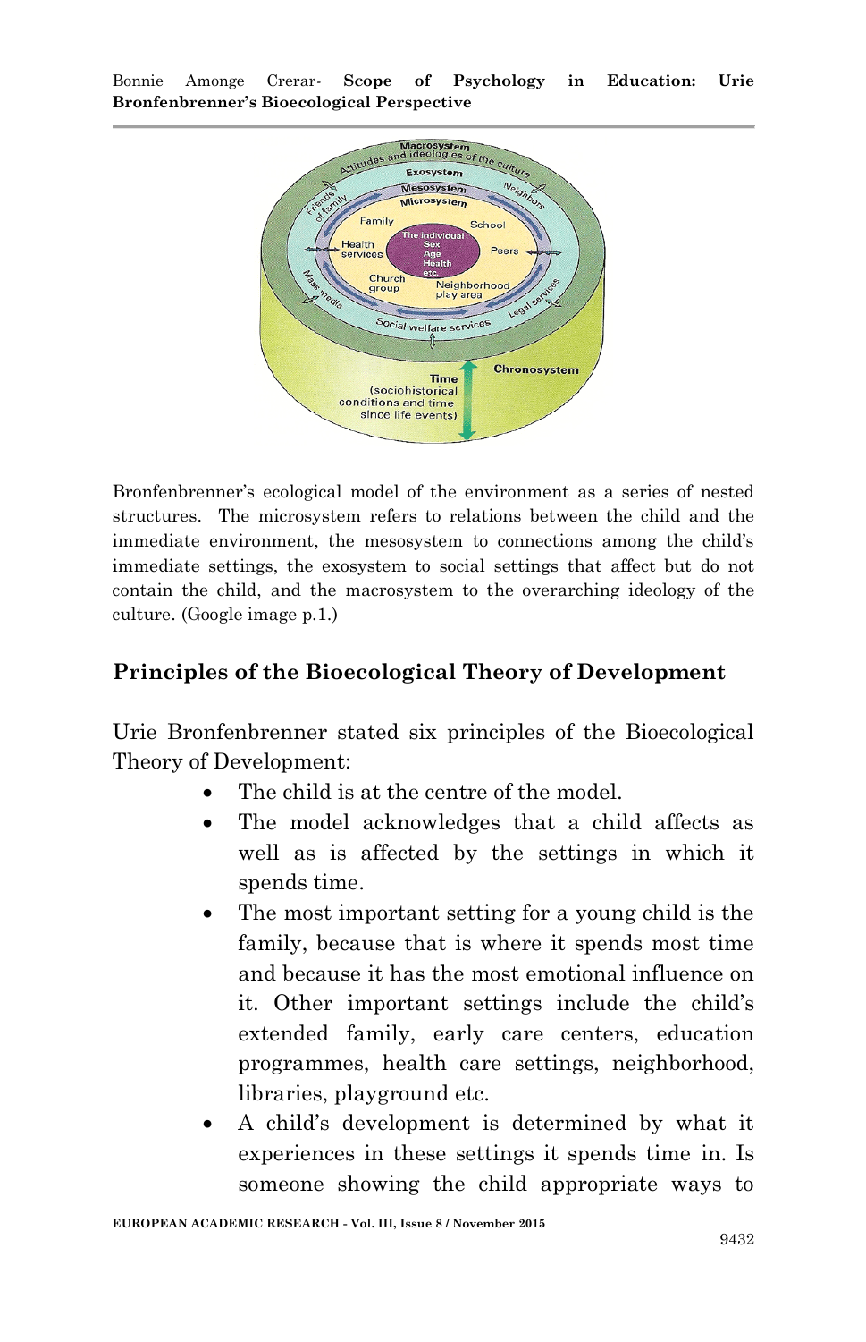Bronfenbrenner's ecological model of the environment as a series of nested structures. The microsystem refers to relations between the child and the immediate environment, the mesosystem to connections among the child's immediate settings, the exosystem to social settings that affect but do not contain the child, and the macrosystem to the overarching ideology of the culture. (Google image p.1.)

## Principles of the Bioecological Theory of Development

Urie Bronfenbrenner stated six principles of the Bioecological Theory of Development:

- The child is at the centre of the model.
- The model acknowledges that a child affects as well as is affected by the settings in which it spends time.
- The most important setting for a young child is the family, because that is where it spends most time and because it has the most emotional influence on it. Other important settings include the child's extended family, early care centers, education programmes, health care settings, neighborhood, libraries, playground etc.
- A child's development is determined by what it experiences in these settings it spends time in. Is someone showing the child appropriate ways to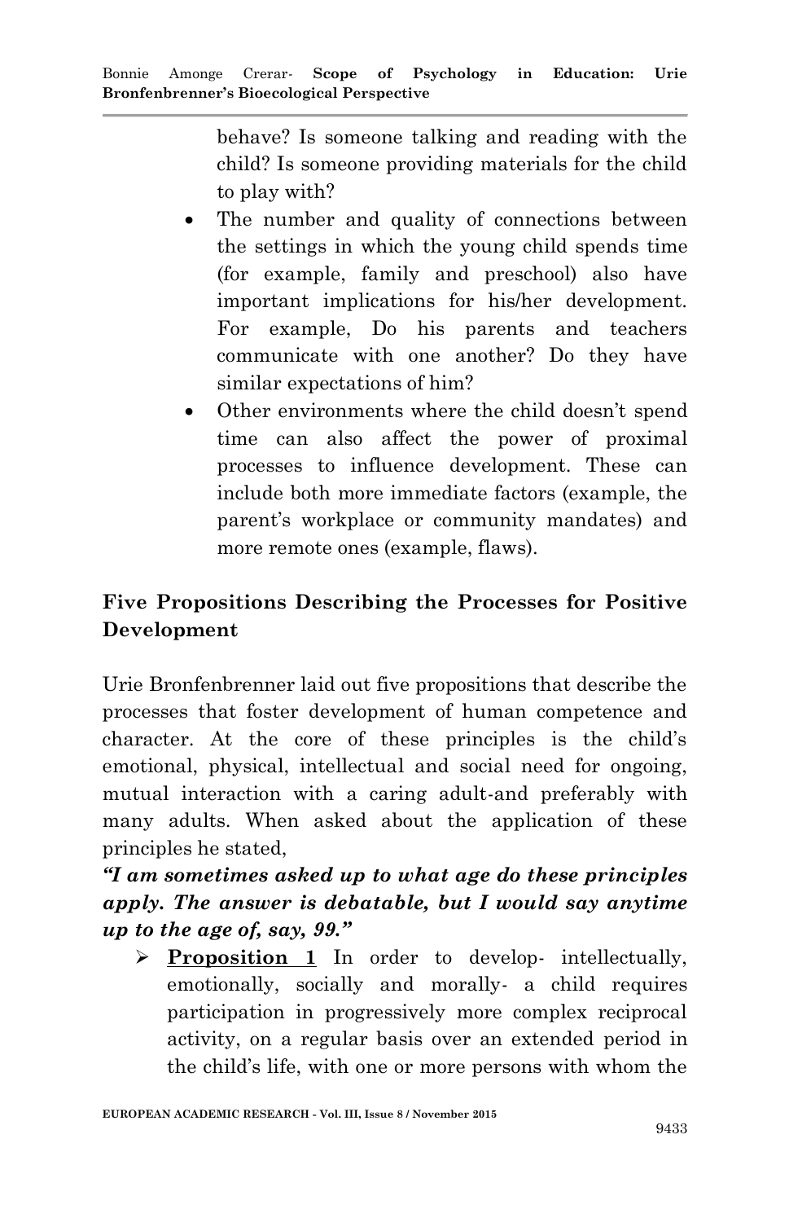behave? Is someone talking and reading with the child? Is someone providing materials for the child to play with?

- The number and quality of connections between the settings in which the young child spends time (for example, family and preschool) also have important implications for his/her development. For example, Do his parents and teachers communicate with one another? Do they have similar expectations of him?
- Other environments where the child doesn't spend time can also affect the power of proximal processes to influence development. These can include both more immediate factors (example, the parent's workplace or community mandates) and more remote ones (example, flaws).

## Five Propositions Describing the Processes for Positive Development

Urie Bronfenbrenner laid out five propositions that describe the processes that foster development of human competence and character. At the core of these principles is the child's emotional, physical, intellectual and social need for ongoing, mutual interaction with a caring adult-and preferably with many adults. When asked about the application of these principles he stated,

***"I am sometimes asked up to what age do these principles apply. The answer is debatable, but I would say anytime up to the age of, say, 99."***

- **Proposition 1** In order to develop- intellectually, emotionally, socially and morally- a child requires participation in progressively more complex reciprocal activity, on a regular basis over an extended period in the child's life, with one or more persons with whom the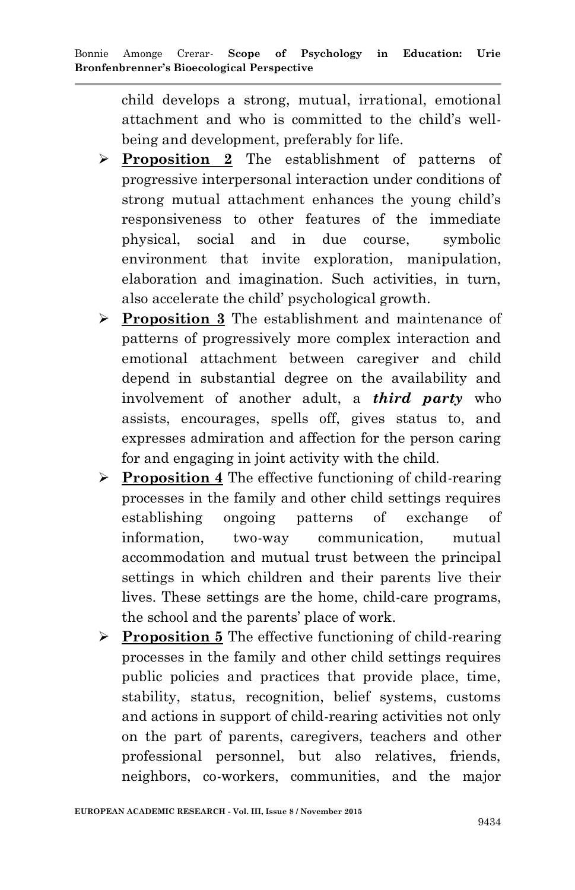child develops a strong, mutual, irrational, emotional attachment and who is committed to the child's well-being and development, preferably for life.

- **Proposition 2** The establishment of patterns of progressive interpersonal interaction under conditions of strong mutual attachment enhances the young child's responsiveness to other features of the immediate physical, social and in due course, symbolic environment that invite exploration, manipulation, elaboration and imagination. Such activities, in turn, also accelerate the child' psychological growth.
- **Proposition 3** The establishment and maintenance of patterns of progressively more complex interaction and emotional attachment between caregiver and child depend in substantial degree on the availability and involvement of another adult, a ***third party*** who assists, encourages, spells off, gives status to, and expresses admiration and affection for the person caring for and engaging in joint activity with the child.
- **Proposition 4** The effective functioning of child-rearing processes in the family and other child settings requires establishing ongoing patterns of exchange of information, two-way communication, mutual accommodation and mutual trust between the principal settings in which children and their parents live their lives. These settings are the home, child-care programs, the school and the parents' place of work.
- **Proposition 5** The effective functioning of child-rearing processes in the family and other child settings requires public policies and practices that provide place, time, stability, status, recognition, belief systems, customs and actions in support of child-rearing activities not only on the part of parents, caregivers, teachers and other professional personnel, but also relatives, friends, neighbors, co-workers, communities, and the major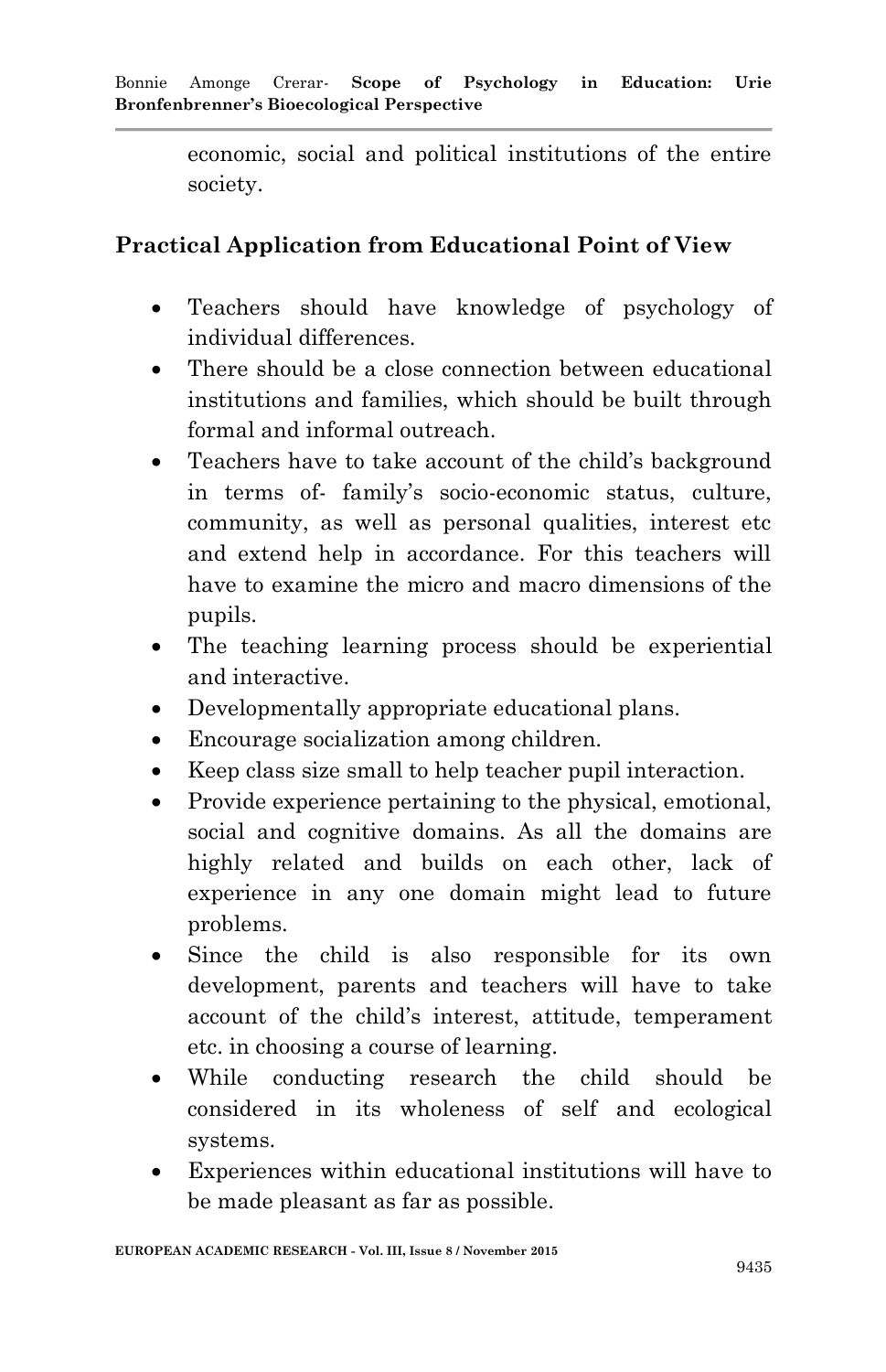economic, social and political institutions of the entire society.

## Practical Application from Educational Point of View

- Teachers should have knowledge of psychology of individual differences.
- There should be a close connection between educational institutions and families, which should be built through formal and informal outreach.
- Teachers have to take account of the child's background in terms of- family's socio-economic status, culture, community, as well as personal qualities, interest etc and extend help in accordance. For this teachers will have to examine the micro and macro dimensions of the pupils.
- The teaching learning process should be experiential and interactive.
- Developmentally appropriate educational plans.
- Encourage socialization among children.
- Keep class size small to help teacher pupil interaction.
- Provide experience pertaining to the physical, emotional, social and cognitive domains. As all the domains are highly related and builds on each other, lack of experience in any one domain might lead to future problems.
- Since the child is also responsible for its own development, parents and teachers will have to take account of the child's interest, attitude, temperament etc. in choosing a course of learning.
- While conducting research the child should be considered in its wholeness of self and ecological systems.
- Experiences within educational institutions will have to be made pleasant as far as possible.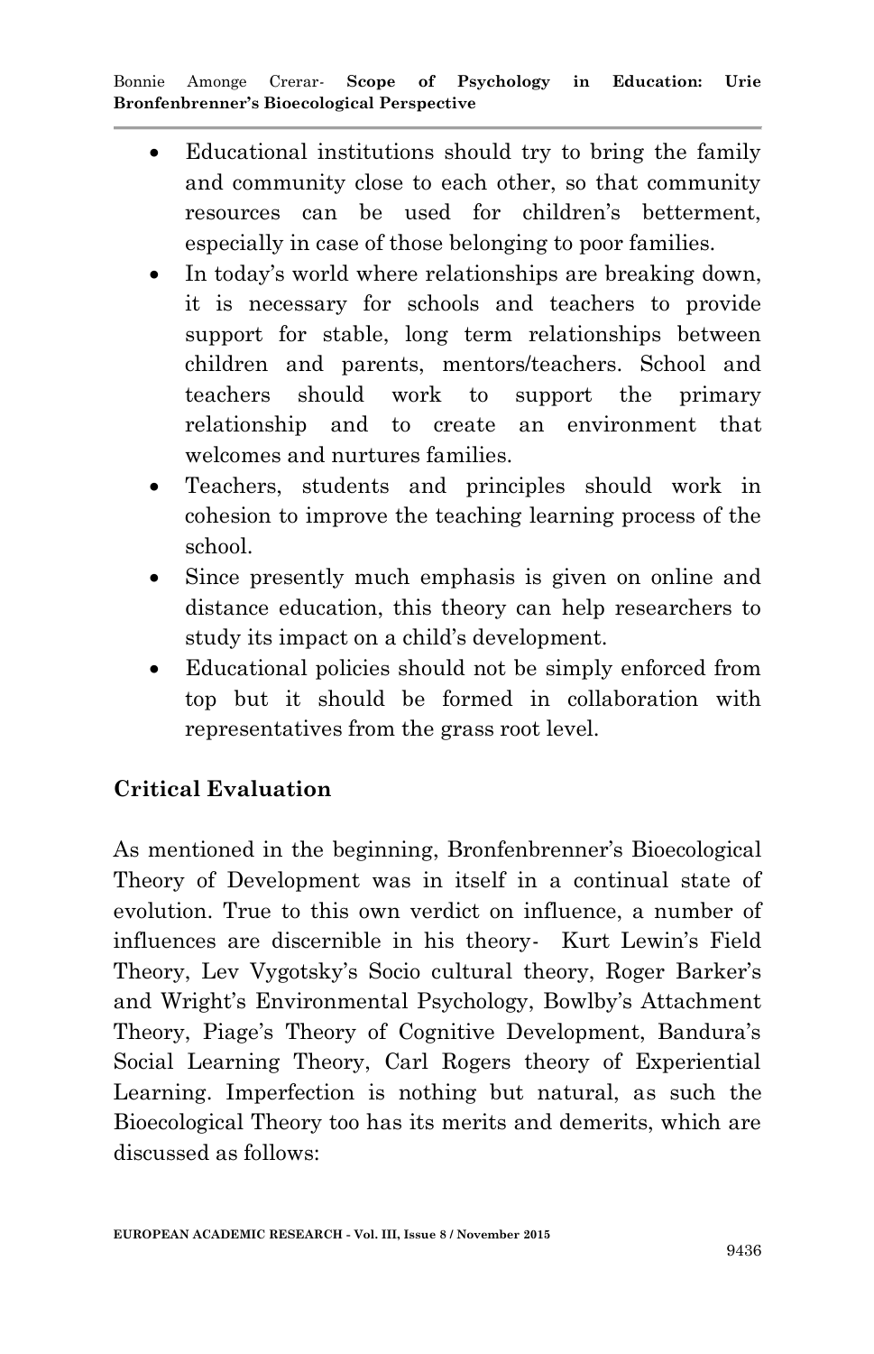- Educational institutions should try to bring the family and community close to each other, so that community resources can be used for children's betterment, especially in case of those belonging to poor families.
- In today's world where relationships are breaking down, it is necessary for schools and teachers to provide support for stable, long term relationships between children and parents, mentors/teachers. School and teachers should work to support the primary relationship and to create an environment that welcomes and nurtures families.
- Teachers, students and principles should work in cohesion to improve the teaching learning process of the school.
- Since presently much emphasis is given on online and distance education, this theory can help researchers to study its impact on a child's development.
- Educational policies should not be simply enforced from top but it should be formed in collaboration with representatives from the grass root level.

## Critical Evaluation

As mentioned in the beginning, Bronfenbrenner's Bioecological Theory of Development was in itself in a continual state of evolution. True to this own verdict on influence, a number of influences are discernible in his theory- Kurt Lewin's Field Theory, Lev Vygotsky's Socio cultural theory, Roger Barker's and Wright's Environmental Psychology, Bowlby's Attachment Theory, Piage's Theory of Cognitive Development, Bandura's Social Learning Theory, Carl Rogers theory of Experiential Learning. Imperfection is nothing but natural, as such the Bioecological Theory too has its merits and demerits, which are discussed as follows: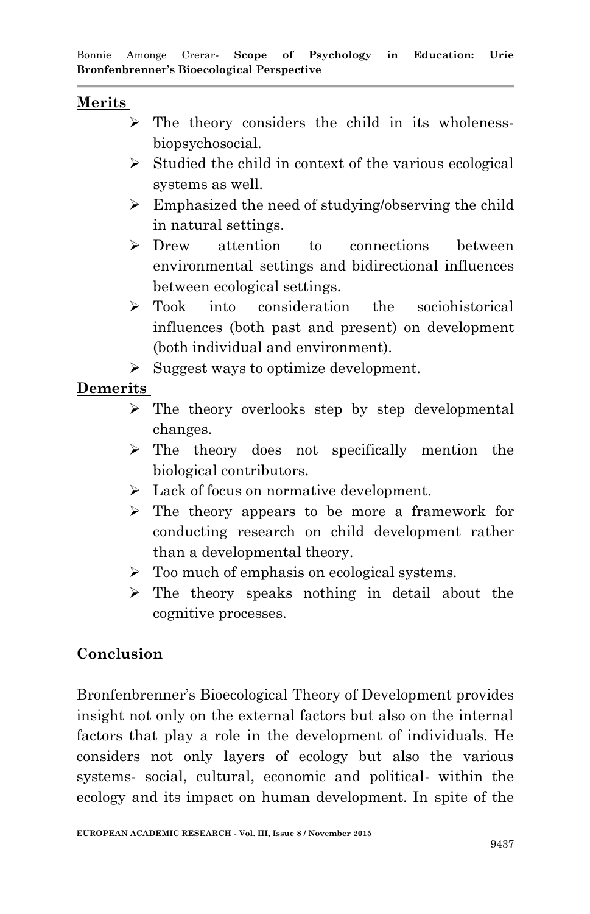**Merits**

- The theory considers the child in its wholeness-biopsychosocial.
- Studied the child in context of the various ecological systems as well.
- Emphasized the need of studying/observing the child in natural settings.
- Drew attention to connections between environmental settings and bidirectional influences between ecological settings.
- Took into consideration the sociohistorical influences (both past and present) on development (both individual and environment).
- Suggest ways to optimize development.

**Demerits**

- The theory overlooks step by step developmental changes.
- The theory does not specifically mention the biological contributors.
- Lack of focus on normative development.
- The theory appears to be more a framework for conducting research on child development rather than a developmental theory.
- Too much of emphasis on ecological systems.
- The theory speaks nothing in detail about the cognitive processes.

## Conclusion

Bronfenbrenner's Bioecological Theory of Development provides insight not only on the external factors but also on the internal factors that play a role in the development of individuals. He considers not only layers of ecology but also the various systems- social, cultural, economic and political- within the ecology and its impact on human development. In spite of the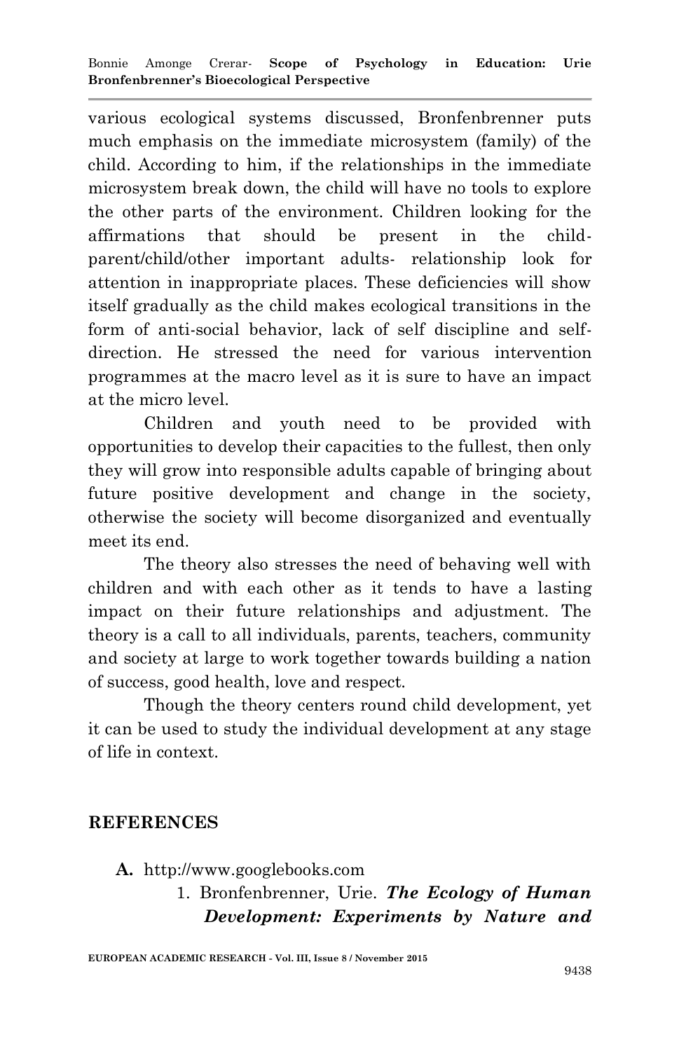various ecological systems discussed, Bronfenbrenner puts much emphasis on the immediate microsystem (family) of the child. According to him, if the relationships in the immediate microsystem break down, the child will have no tools to explore the other parts of the environment. Children looking for the affirmations that should be present in the child-parent/child/other important adults- relationship look for attention in inappropriate places. These deficiencies will show itself gradually as the child makes ecological transitions in the form of anti-social behavior, lack of self discipline and self-direction. He stressed the need for various intervention programmes at the macro level as it is sure to have an impact at the micro level.

Children and youth need to be provided with opportunities to develop their capacities to the fullest, then only they will grow into responsible adults capable of bringing about future positive development and change in the society, otherwise the society will become disorganized and eventually meet its end.

The theory also stresses the need of behaving well with children and with each other as it tends to have a lasting impact on their future relationships and adjustment. The theory is a call to all individuals, parents, teachers, community and society at large to work together towards building a nation of success, good health, love and respect.

Though the theory centers round child development, yet it can be used to study the individual development at any stage of life in context.

## REFERENCES

**A.** http://www.googlebooks.com

1. Bronfenbrenner, Urie. ***The Ecology of Human Development: Experiments by Nature and***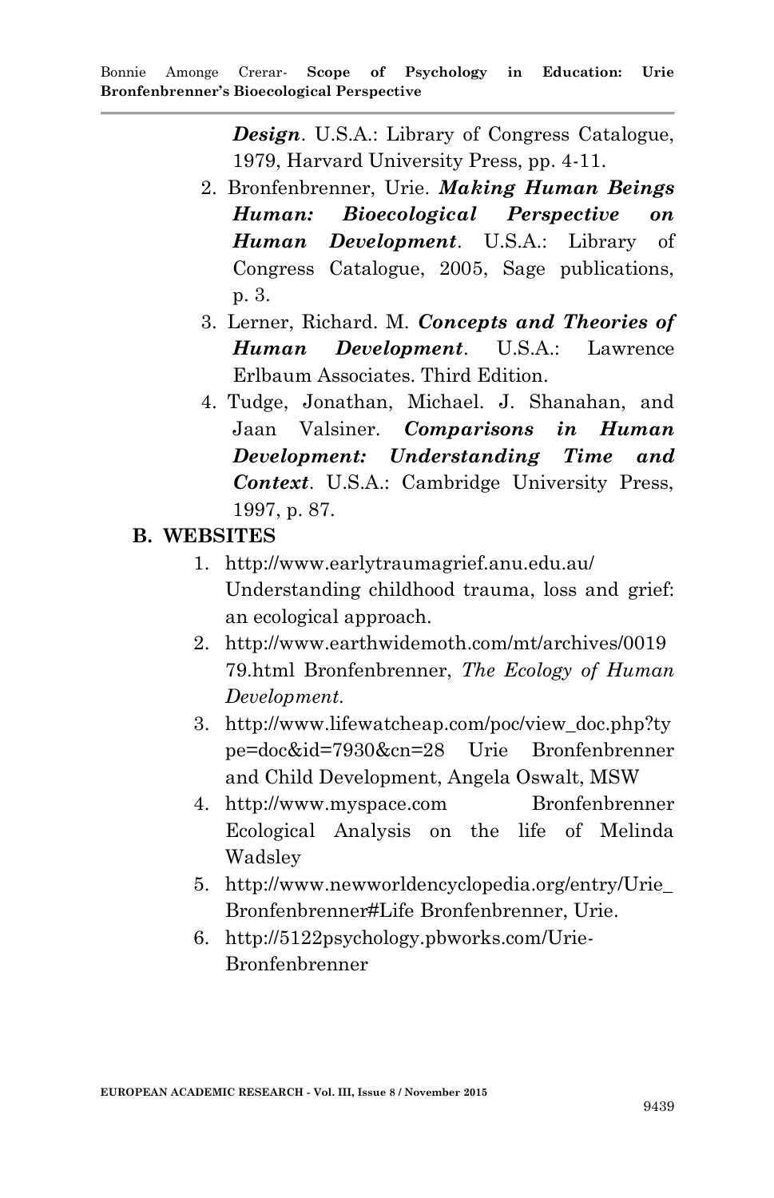***Design***. U.S.A.: Library of Congress Catalogue, 1979, Harvard University Press, pp. 4-11.

2. Bronfenbrenner, Urie. ***Making Human Beings Human: Bioecological Perspective on Human Development***. U.S.A.: Library of Congress Catalogue, 2005, Sage publications, p. 3.
3. Lerner, Richard. M. ***Concepts and Theories of Human Development***. U.S.A.: Lawrence Erlbaum Associates. Third Edition.
4. Tudge, Jonathan, Michael. J. Shanahan, and Jaan Valsiner. ***Comparisons in Human Development: Understanding Time and Context***. U.S.A.: Cambridge University Press, 1997, p. 87.

**B. WEBSITES**

1. http://www.earlytraumagrief.anu.edu.au/ Understanding childhood trauma, loss and grief: an ecological approach.
2. http://www.earthwidemoth.com/mt/archives/001979.html Bronfenbrenner, *The Ecology of Human Development.*
3. http://www.lifewatcheap.com/poc/view_doc.php?type=doc&id=7930&cn=28 Urie Bronfenbrenner and Child Development, Angela Oswalt, MSW
4. http://www.myspace.com Bronfenbrenner Ecological Analysis on the life of Melinda Wadsley
5. http://www.newworldencyclopedia.org/entry/Urie_Bronfenbrenner#Life Bronfenbrenner, Urie.
6. http://5122psychology.pbworks.com/Urie-Bronfenbrenner